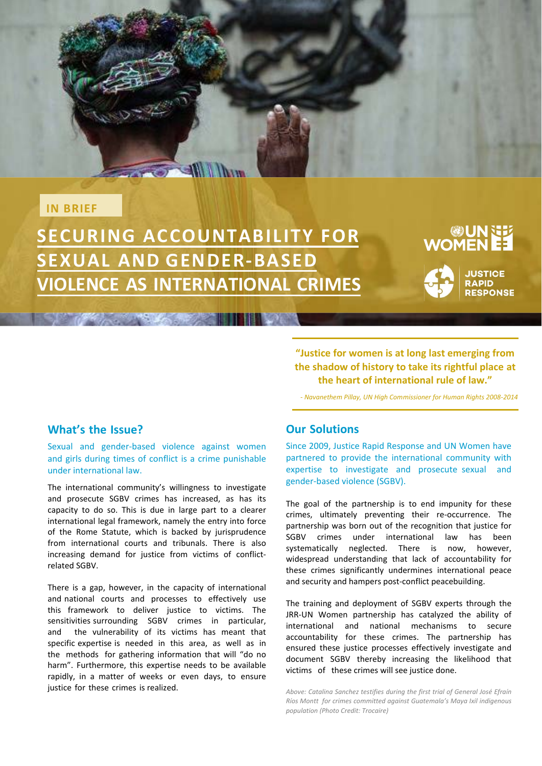IN BRIEF

# SECURING ACCOUNTABILITY FOR SEXUAL AND GENDER-BASED VIOLENCE AS INTERNATIONAL CRIMES

UN WOMEN

JUSTICE RAPID RESPONSE

> **"Justice for women is at long last emerging from the shadow of history to take its rightful place at the heart of international rule of law."**
>
> *- Navanethem Pillay, UN High Commissioner for Human Rights 2008-2014*

## What's the Issue?

Sexual and gender-based violence against women and girls during times of conflict is a crime punishable under international law.

The international community's willingness to investigate and prosecute SGBV crimes has increased, as has its capacity to do so. This is due in large part to a clearer international legal framework, namely the entry into force of the Rome Statute, which is backed by jurisprudence from international courts and tribunals. There is also increasing demand for justice from victims of conflict-related SGBV.

There is a gap, however, in the capacity of international and national courts and processes to effectively use this framework to deliver justice to victims. The sensitivities surrounding SGBV crimes in particular, and the vulnerability of its victims has meant that specific expertise is needed in this area, as well as in the methods for gathering information that will "do no harm". Furthermore, this expertise needs to be available rapidly, in a matter of weeks or even days, to ensure justice for these crimes is realized.

## Our Solutions

Since 2009, Justice Rapid Response and UN Women have partnered to provide the international community with expertise to investigate and prosecute sexual and gender-based violence (SGBV).

The goal of the partnership is to end impunity for these crimes, ultimately preventing their re-occurrence. The partnership was born out of the recognition that justice for SGBV crimes under international law has been systematically neglected. There is now, however, widespread understanding that lack of accountability for these crimes significantly undermines international peace and security and hampers post-conflict peacebuilding.

The training and deployment of SGBV experts through the JRR-UN Women partnership has catalyzed the ability of international and national mechanisms to secure accountability for these crimes. The partnership has ensured these justice processes effectively investigate and document SGBV thereby increasing the likelihood that victims of these crimes will see justice done.

*Above: Catalina Sanchez testifies during the first trial of General José Efraín Ríos Montt for crimes committed against Guatemala's Maya Ixil indigenous population (Photo Credit: Trocaire)*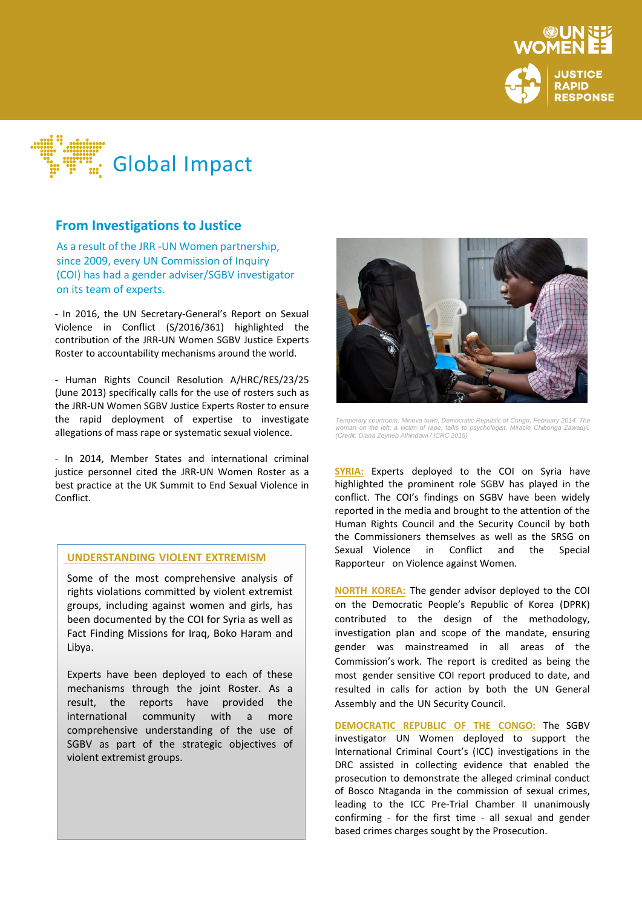# Global Impact

## From Investigations to Justice

As a result of the JRR -UN Women partnership, since 2009, every UN Commission of Inquiry (COI) has had a gender adviser/SGBV investigator on its team of experts.

- In 2016, the UN Secretary-General's Report on Sexual Violence in Conflict (S/2016/361) highlighted the contribution of the JRR-UN Women SGBV Justice Experts Roster to accountability mechanisms around the world.

- Human Rights Council Resolution A/HRC/RES/23/25 (June 2013) specifically calls for the use of rosters such as the JRR-UN Women SGBV Justice Experts Roster to ensure the rapid deployment of expertise to investigate allegations of mass rape or systematic sexual violence.

- In 2014, Member States and international criminal justice personnel cited the JRR-UN Women Roster as a best practice at the UK Summit to End Sexual Violence in Conflict.

### UNDERSTANDING VIOLENT EXTREMISM

Some of the most comprehensive analysis of rights violations committed by violent extremist groups, including against women and girls, has been documented by the COI for Syria as well as Fact Finding Missions for Iraq, Boko Haram and Libya.

Experts have been deployed to each of these mechanisms through the joint Roster. As a result, the reports have provided the international community with a more comprehensive understanding of the use of SGBV as part of the strategic objectives of violent extremist groups.

*Temporary courtroom, Minova town, Democratic Republic of Congo, February 2014. The woman on the left, a victim of rape, talks to psychologist, Miracle Chibonga Zawadyi. (Credit: Diana Zeyneb Alhindawi / ICRC 2015)*

**SYRIA:** Experts deployed to the COI on Syria have highlighted the prominent role SGBV has played in the conflict. The COI's findings on SGBV have been widely reported in the media and brought to the attention of the Human Rights Council and the Security Council by both the Commissioners themselves as well as the SRSG on Sexual Violence in Conflict and the Special Rapporteur on Violence against Women.

**NORTH KOREA:** The gender advisor deployed to the COI on the Democratic People's Republic of Korea (DPRK) contributed to the design of the methodology, investigation plan and scope of the mandate, ensuring gender was mainstreamed in all areas of the Commission's work. The report is credited as being the most gender sensitive COI report produced to date, and resulted in calls for action by both the UN General Assembly and the UN Security Council.

**DEMOCRATIC REPUBLIC OF THE CONGO:** The SGBV investigator UN Women deployed to support the International Criminal Court's (ICC) investigations in the DRC assisted in collecting evidence that enabled the prosecution to demonstrate the alleged criminal conduct of Bosco Ntaganda in the commission of sexual crimes, leading to the ICC Pre-Trial Chamber II unanimously confirming - for the first time - all sexual and gender based crimes charges sought by the Prosecution.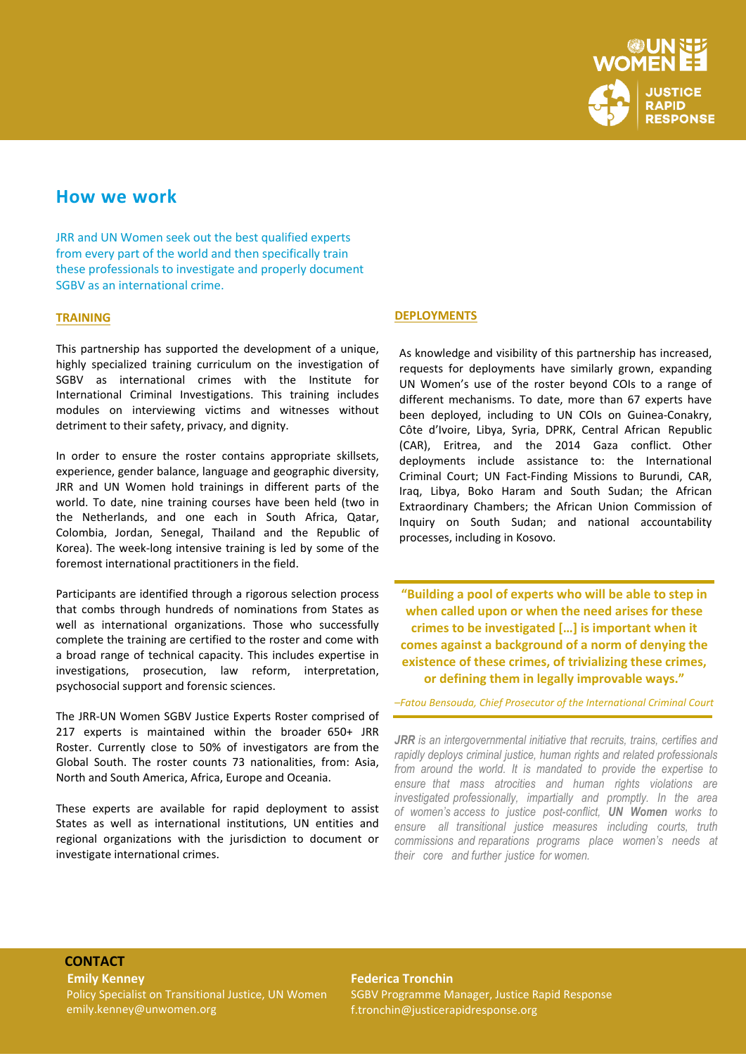## How we work

JRR and UN Women seek out the best qualified experts from every part of the world and then specifically train these professionals to investigate and properly document SGBV as an international crime.

### TRAINING

This partnership has supported the development of a unique, highly specialized training curriculum on the investigation of SGBV as international crimes with the Institute for International Criminal Investigations. This training includes modules on interviewing victims and witnesses without detriment to their safety, privacy, and dignity.

In order to ensure the roster contains appropriate skillsets, experience, gender balance, language and geographic diversity, JRR and UN Women hold trainings in different parts of the world. To date, nine training courses have been held (two in the Netherlands, and one each in South Africa, Qatar, Colombia, Jordan, Senegal, Thailand and the Republic of Korea). The week-long intensive training is led by some of the foremost international practitioners in the field.

Participants are identified through a rigorous selection process that combs through hundreds of nominations from States as well as international organizations. Those who successfully complete the training are certified to the roster and come with a broad range of technical capacity. This includes expertise in investigations, prosecution, law reform, interpretation, psychosocial support and forensic sciences.

The JRR-UN Women SGBV Justice Experts Roster comprised of 217 experts is maintained within the broader 650+ JRR Roster. Currently close to 50% of investigators are from the Global South. The roster counts 73 nationalities, from: Asia, North and South America, Africa, Europe and Oceania.

These experts are available for rapid deployment to assist States as well as international institutions, UN entities and regional organizations with the jurisdiction to document or investigate international crimes.

### DEPLOYMENTS

As knowledge and visibility of this partnership has increased, requests for deployments have similarly grown, expanding UN Women's use of the roster beyond COIs to a range of different mechanisms. To date, more than 67 experts have been deployed, including to UN COIs on Guinea-Conakry, Côte d'Ivoire, Libya, Syria, DPRK, Central African Republic (CAR), Eritrea, and the 2014 Gaza conflict. Other deployments include assistance to: the International Criminal Court; UN Fact-Finding Missions to Burundi, CAR, Iraq, Libya, Boko Haram and South Sudan; the African Extraordinary Chambers; the African Union Commission of Inquiry on South Sudan; and national accountability processes, including in Kosovo.

> **"Building a pool of experts who will be able to step in when called upon or when the need arises for these crimes to be investigated [...] is important when it comes against a background of a norm of denying the existence of these crimes, of trivializing these crimes, or defining them in legally improvable ways."**
>
> *–Fatou Bensouda, Chief Prosecutor of the International Criminal Court*

*__JRR__ is an intergovernmental initiative that recruits, trains, certifies and rapidly deploys criminal justice, human rights and related professionals from around the world. It is mandated to provide the expertise to ensure that mass atrocities and human rights violations are investigated professionally, impartially and promptly. In the area of women's access to justice post-conflict, __UN Women__ works to ensure all transitional justice measures including courts, truth commissions and reparations programs place women's needs at their core and further justice for women.*

### CONTACT

**Emily Kenney**
Policy Specialist on Transitional Justice, UN Women
emily.kenney@unwomen.org

**Federica Tronchin**
SGBV Programme Manager, Justice Rapid Response
f.tronchin@justicerapidresponse.org